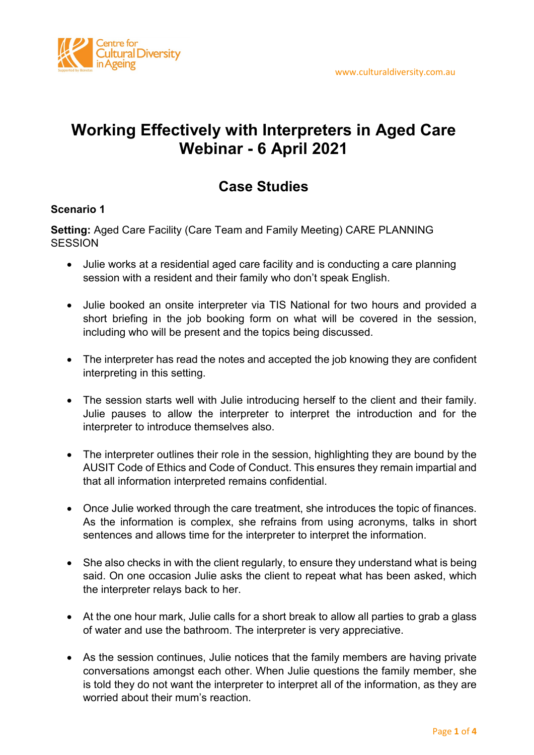# Working Effectively with Interpreters in Aged Care Webinar - 6 April 2021

## Case Studies

### Scenario 1

**Setting:** Aged Care Facility (Care Team and Family Meeting) CARE PLANNING SESSION

- Julie works at a residential aged care facility and is conducting a care planning session with a resident and their family who don't speak English.
- Julie booked an onsite interpreter via TIS National for two hours and provided a short briefing in the job booking form on what will be covered in the session, including who will be present and the topics being discussed.
- The interpreter has read the notes and accepted the job knowing they are confident interpreting in this setting.
- The session starts well with Julie introducing herself to the client and their family. Julie pauses to allow the interpreter to interpret the introduction and for the interpreter to introduce themselves also.
- The interpreter outlines their role in the session, highlighting they are bound by the AUSIT Code of Ethics and Code of Conduct. This ensures they remain impartial and that all information interpreted remains confidential.
- Once Julie worked through the care treatment, she introduces the topic of finances. As the information is complex, she refrains from using acronyms, talks in short sentences and allows time for the interpreter to interpret the information.
- She also checks in with the client regularly, to ensure they understand what is being said. On one occasion Julie asks the client to repeat what has been asked, which the interpreter relays back to her.
- At the one hour mark, Julie calls for a short break to allow all parties to grab a glass of water and use the bathroom. The interpreter is very appreciative.
- As the session continues, Julie notices that the family members are having private conversations amongst each other. When Julie questions the family member, she is told they do not want the interpreter to interpret all of the information, as they are worried about their mum's reaction.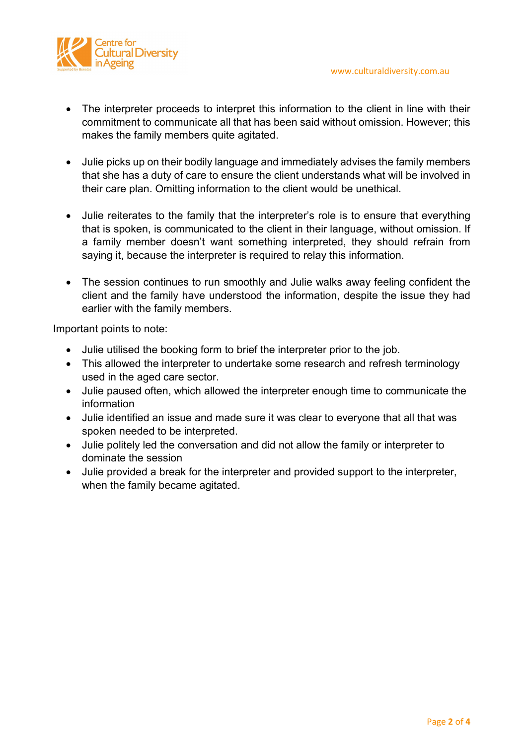- The interpreter proceeds to interpret this information to the client in line with their commitment to communicate all that has been said without omission. However; this makes the family members quite agitated.

- Julie picks up on their bodily language and immediately advises the family members that she has a duty of care to ensure the client understands what will be involved in their care plan. Omitting information to the client would be unethical.

- Julie reiterates to the family that the interpreter's role is to ensure that everything that is spoken, is communicated to the client in their language, without omission. If a family member doesn't want something interpreted, they should refrain from saying it, because the interpreter is required to relay this information.

- The session continues to run smoothly and Julie walks away feeling confident the client and the family have understood the information, despite the issue they had earlier with the family members.

Important points to note:

- Julie utilised the booking form to brief the interpreter prior to the job.
- This allowed the interpreter to undertake some research and refresh terminology used in the aged care sector.
- Julie paused often, which allowed the interpreter enough time to communicate the information
- Julie identified an issue and made sure it was clear to everyone that all that was spoken needed to be interpreted.
- Julie politely led the conversation and did not allow the family or interpreter to dominate the session
- Julie provided a break for the interpreter and provided support to the interpreter, when the family became agitated.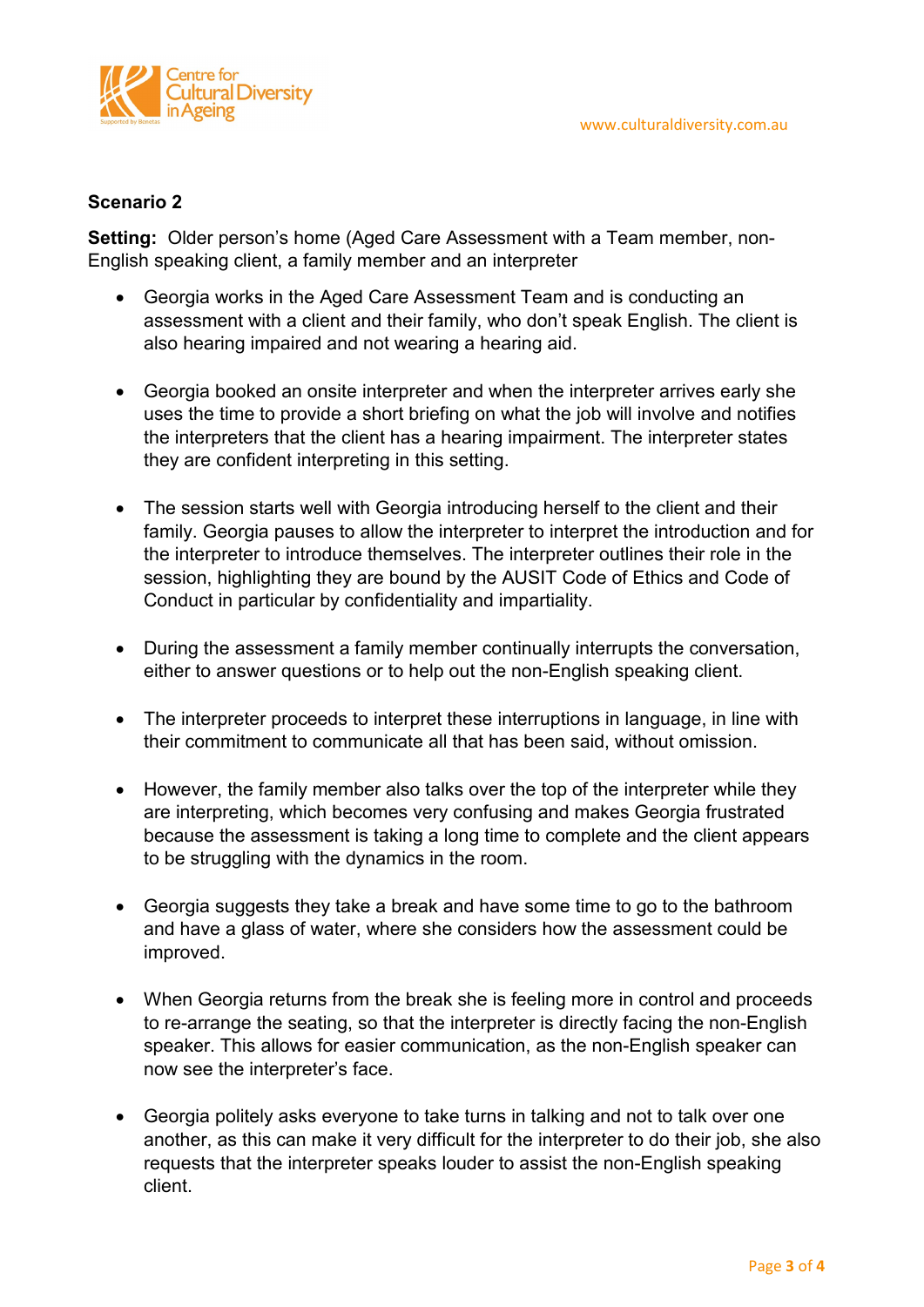**Scenario 2**

**Setting:** Older person's home (Aged Care Assessment with a Team member, non-English speaking client, a family member and an interpreter

- Georgia works in the Aged Care Assessment Team and is conducting an assessment with a client and their family, who don't speak English. The client is also hearing impaired and not wearing a hearing aid.

- Georgia booked an onsite interpreter and when the interpreter arrives early she uses the time to provide a short briefing on what the job will involve and notifies the interpreters that the client has a hearing impairment. The interpreter states they are confident interpreting in this setting.

- The session starts well with Georgia introducing herself to the client and their family. Georgia pauses to allow the interpreter to interpret the introduction and for the interpreter to introduce themselves. The interpreter outlines their role in the session, highlighting they are bound by the AUSIT Code of Ethics and Code of Conduct in particular by confidentiality and impartiality.

- During the assessment a family member continually interrupts the conversation, either to answer questions or to help out the non-English speaking client.

- The interpreter proceeds to interpret these interruptions in language, in line with their commitment to communicate all that has been said, without omission.

- However, the family member also talks over the top of the interpreter while they are interpreting, which becomes very confusing and makes Georgia frustrated because the assessment is taking a long time to complete and the client appears to be struggling with the dynamics in the room.

- Georgia suggests they take a break and have some time to go to the bathroom and have a glass of water, where she considers how the assessment could be improved.

- When Georgia returns from the break she is feeling more in control and proceeds to re-arrange the seating, so that the interpreter is directly facing the non-English speaker. This allows for easier communication, as the non-English speaker can now see the interpreter's face.

- Georgia politely asks everyone to take turns in talking and not to talk over one another, as this can make it very difficult for the interpreter to do their job, she also requests that the interpreter speaks louder to assist the non-English speaking client.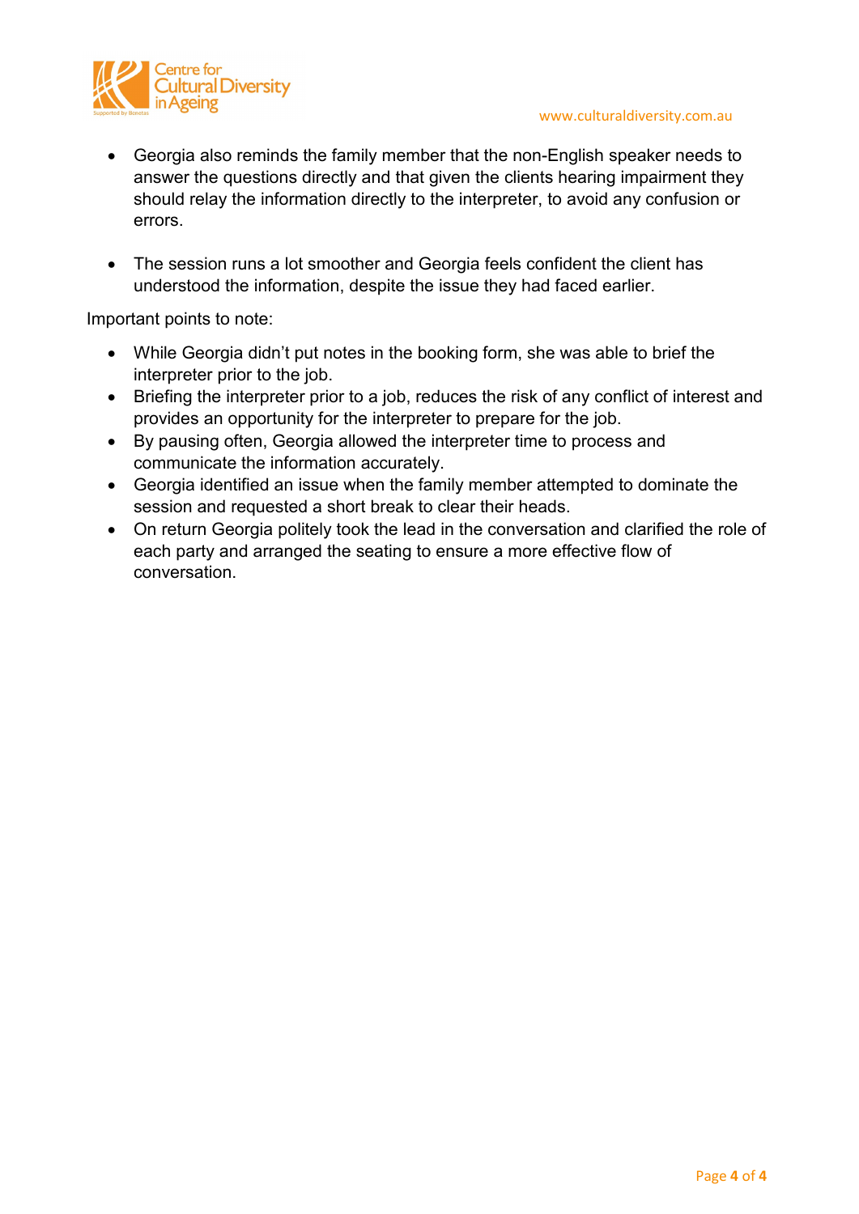- Georgia also reminds the family member that the non-English speaker needs to answer the questions directly and that given the clients hearing impairment they should relay the information directly to the interpreter, to avoid any confusion or errors.

- The session runs a lot smoother and Georgia feels confident the client has understood the information, despite the issue they had faced earlier.

Important points to note:

- While Georgia didn't put notes in the booking form, she was able to brief the interpreter prior to the job.
- Briefing the interpreter prior to a job, reduces the risk of any conflict of interest and provides an opportunity for the interpreter to prepare for the job.
- By pausing often, Georgia allowed the interpreter time to process and communicate the information accurately.
- Georgia identified an issue when the family member attempted to dominate the session and requested a short break to clear their heads.
- On return Georgia politely took the lead in the conversation and clarified the role of each party and arranged the seating to ensure a more effective flow of conversation.